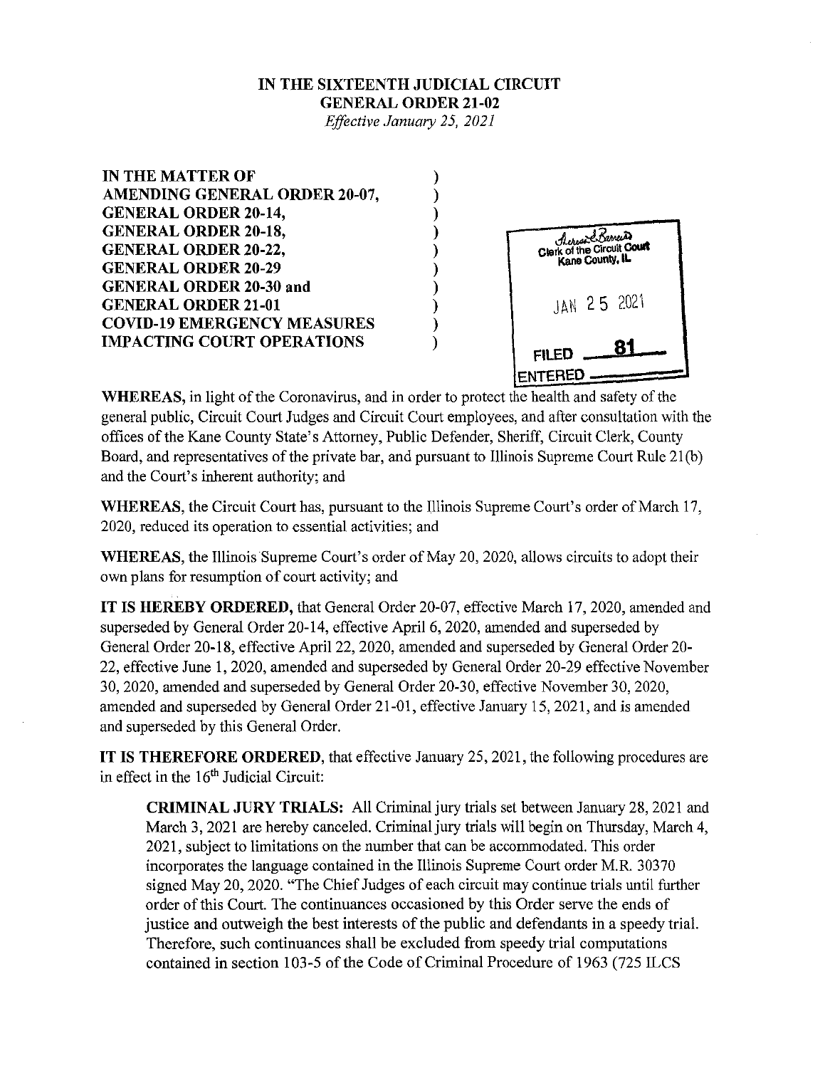**IN THE SIXTEENTH JUDICIAL CIRCUIT**
**GENERAL ORDER 21-02**
*Effective January 25, 2021*

**IN THE MATTER OF**
**AMENDING GENERAL ORDER 20-07,**
**GENERAL ORDER 20-14,**
**GENERAL ORDER 20-18,**
**GENERAL ORDER 20-22,**
**GENERAL ORDER 20-29**
**GENERAL ORDER 20-30 and**
**GENERAL ORDER 21-01**
**COVID-19 EMERGENCY MEASURES**
**IMPACTING COURT OPERATIONS**

Clerk of the Circuit Court
Kane County, IL

JAN 25 2021

FILED 81
ENTERED

**WHEREAS,** in light of the Coronavirus, and in order to protect the health and safety of the general public, Circuit Court Judges and Circuit Court employees, and after consultation with the offices of the Kane County State's Attorney, Public Defender, Sheriff, Circuit Clerk, County Board, and representatives of the private bar, and pursuant to Illinois Supreme Court Rule 21(b) and the Court's inherent authority; and

**WHEREAS,** the Circuit Court has, pursuant to the Illinois Supreme Court's order of March 17, 2020, reduced its operation to essential activities; and

**WHEREAS,** the Illinois Supreme Court's order of May 20, 2020, allows circuits to adopt their own plans for resumption of court activity; and

**IT IS HEREBY ORDERED,** that General Order 20-07, effective March 17, 2020, amended and superseded by General Order 20-14, effective April 6, 2020, amended and superseded by General Order 20-18, effective April 22, 2020, amended and superseded by General Order 20-22, effective June 1, 2020, amended and superseded by General Order 20-29 effective November 30, 2020, amended and superseded by General Order 20-30, effective November 30, 2020, amended and superseded by General Order 21-01, effective January 15, 2021, and is amended and superseded by this General Order.

**IT IS THEREFORE ORDERED,** that effective January 25, 2021, the following procedures are in effect in the 16th Judicial Circuit:

> **CRIMINAL JURY TRIALS:** All Criminal jury trials set between January 28, 2021 and March 3, 2021 are hereby canceled. Criminal jury trials will begin on Thursday, March 4, 2021, subject to limitations on the number that can be accommodated. This order incorporates the language contained in the Illinois Supreme Court order M.R. 30370 signed May 20, 2020. "The Chief Judges of each circuit may continue trials until further order of this Court. The continuances occasioned by this Order serve the ends of justice and outweigh the best interests of the public and defendants in a speedy trial. Therefore, such continuances shall be excluded from speedy trial computations contained in section 103-5 of the Code of Criminal Procedure of 1963 (725 ILCS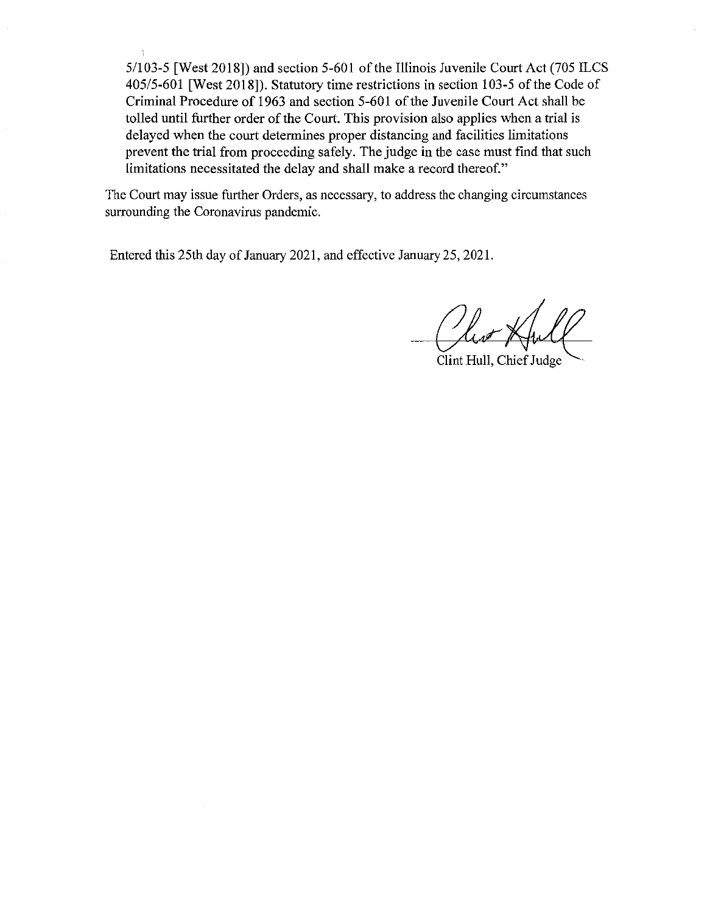5/103-5 [West 2018]) and section 5-601 of the Illinois Juvenile Court Act (705 ILCS 405/5-601 [West 2018]). Statutory time restrictions in section 103-5 of the Code of Criminal Procedure of 1963 and section 5-601 of the Juvenile Court Act shall be tolled until further order of the Court. This provision also applies when a trial is delayed when the court determines proper distancing and facilities limitations prevent the trial from proceeding safely. The judge in the case must find that such limitations necessitated the delay and shall make a record thereof."

The Court may issue further Orders, as necessary, to address the changing circumstances surrounding the Coronavirus pandemic.

Entered this 25th day of January 2021, and effective January 25, 2021.

Clint Hull, Chief Judge